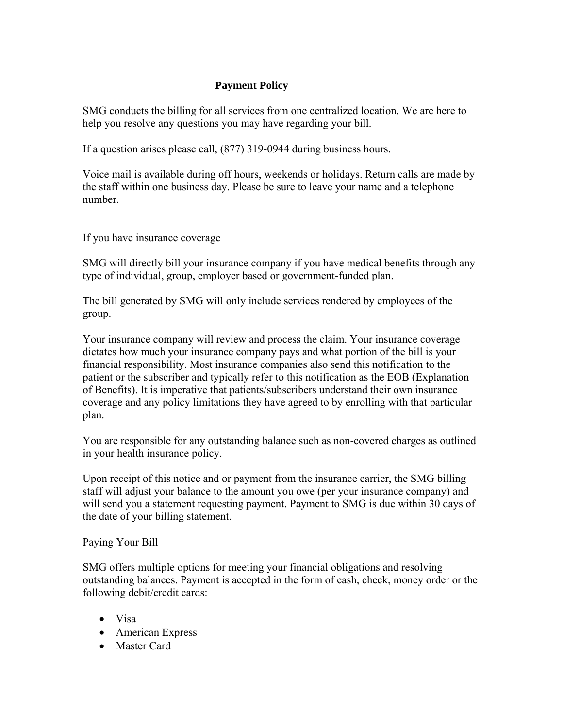# Payment Policy

SMG conducts the billing for all services from one centralized location. We are here to help you resolve any questions you may have regarding your bill.

If a question arises please call, (877) 319-0944 during business hours.

Voice mail is available during off hours, weekends or holidays. Return calls are made by the staff within one business day. Please be sure to leave your name and a telephone number.

## If you have insurance coverage

SMG will directly bill your insurance company if you have medical benefits through any type of individual, group, employer based or government-funded plan.

The bill generated by SMG will only include services rendered by employees of the group.

Your insurance company will review and process the claim. Your insurance coverage dictates how much your insurance company pays and what portion of the bill is your financial responsibility. Most insurance companies also send this notification to the patient or the subscriber and typically refer to this notification as the EOB (Explanation of Benefits). It is imperative that patients/subscribers understand their own insurance coverage and any policy limitations they have agreed to by enrolling with that particular plan.

You are responsible for any outstanding balance such as non-covered charges as outlined in your health insurance policy.

Upon receipt of this notice and or payment from the insurance carrier, the SMG billing staff will adjust your balance to the amount you owe (per your insurance company) and will send you a statement requesting payment. Payment to SMG is due within 30 days of the date of your billing statement.

## Paying Your Bill

SMG offers multiple options for meeting your financial obligations and resolving outstanding balances. Payment is accepted in the form of cash, check, money order or the following debit/credit cards:

- Visa
- American Express
- Master Card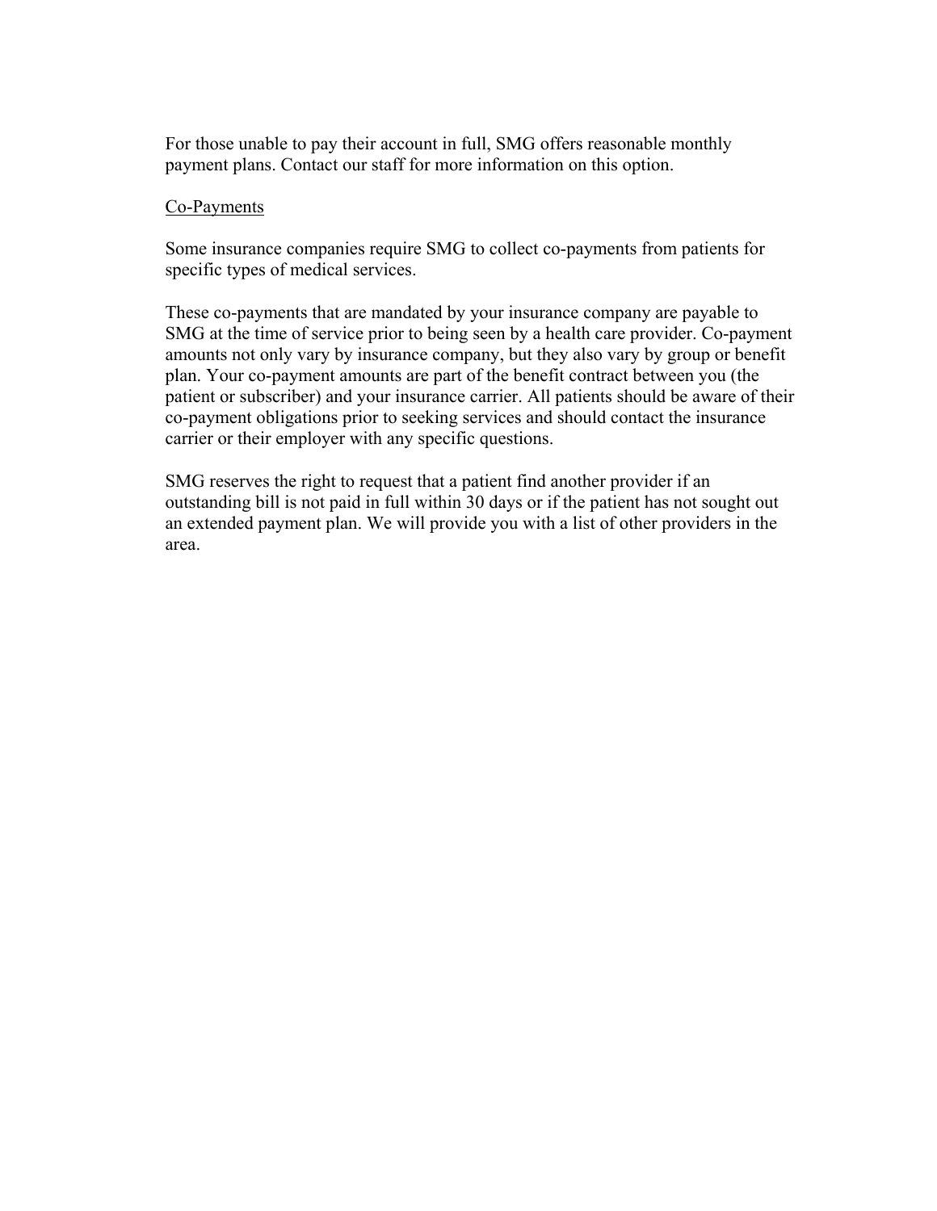For those unable to pay their account in full, SMG offers reasonable monthly payment plans. Contact our staff for more information on this option.

## Co-Payments

Some insurance companies require SMG to collect co-payments from patients for specific types of medical services.

These co-payments that are mandated by your insurance company are payable to SMG at the time of service prior to being seen by a health care provider. Co-payment amounts not only vary by insurance company, but they also vary by group or benefit plan. Your co-payment amounts are part of the benefit contract between you (the patient or subscriber) and your insurance carrier. All patients should be aware of their co-payment obligations prior to seeking services and should contact the insurance carrier or their employer with any specific questions.

SMG reserves the right to request that a patient find another provider if an outstanding bill is not paid in full within 30 days or if the patient has not sought out an extended payment plan. We will provide you with a list of other providers in the area.